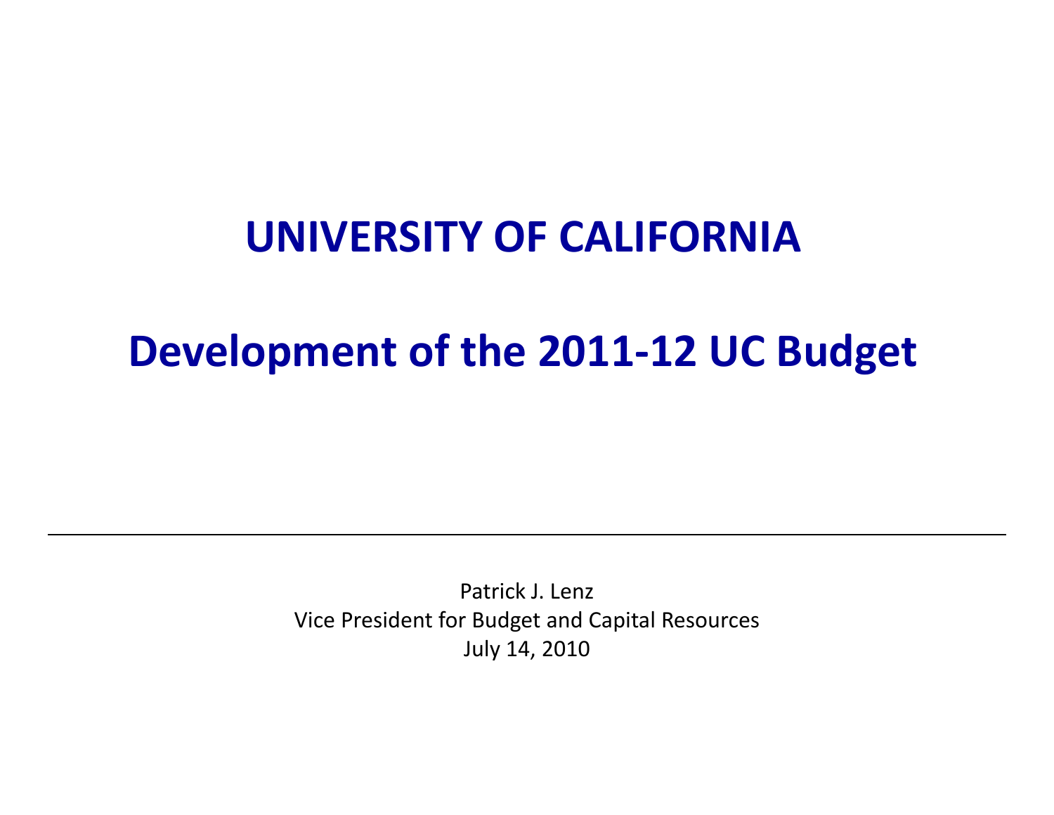# UNIVERSITY OF CALIFORNIA

# Development of the 2011-12 UC Budget

---

Patrick J. Lenz
Vice President for Budget and Capital Resources
July 14, 2010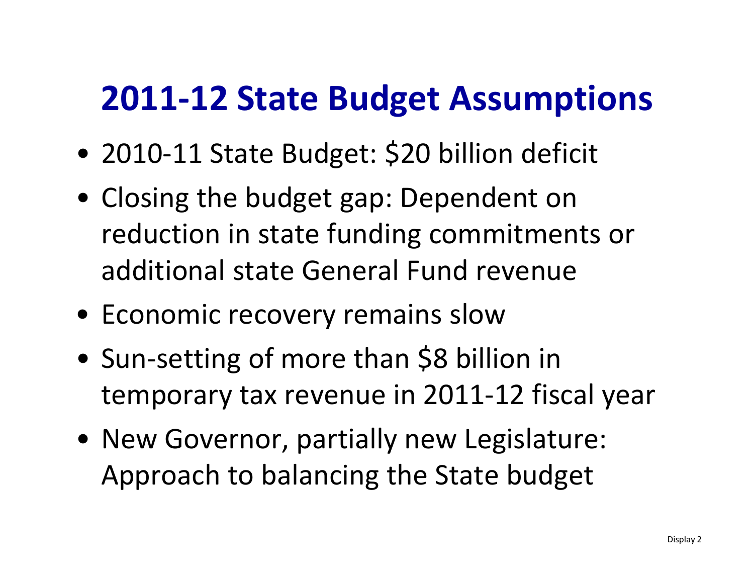# 2011-12 State Budget Assumptions

- 2010-11 State Budget: $20 billion deficit
- Closing the budget gap: Dependent on reduction in state funding commitments or additional state General Fund revenue
- Economic recovery remains slow
- Sun-setting of more than $8 billion in temporary tax revenue in 2011-12 fiscal year
- New Governor, partially new Legislature: Approach to balancing the State budget

Display 2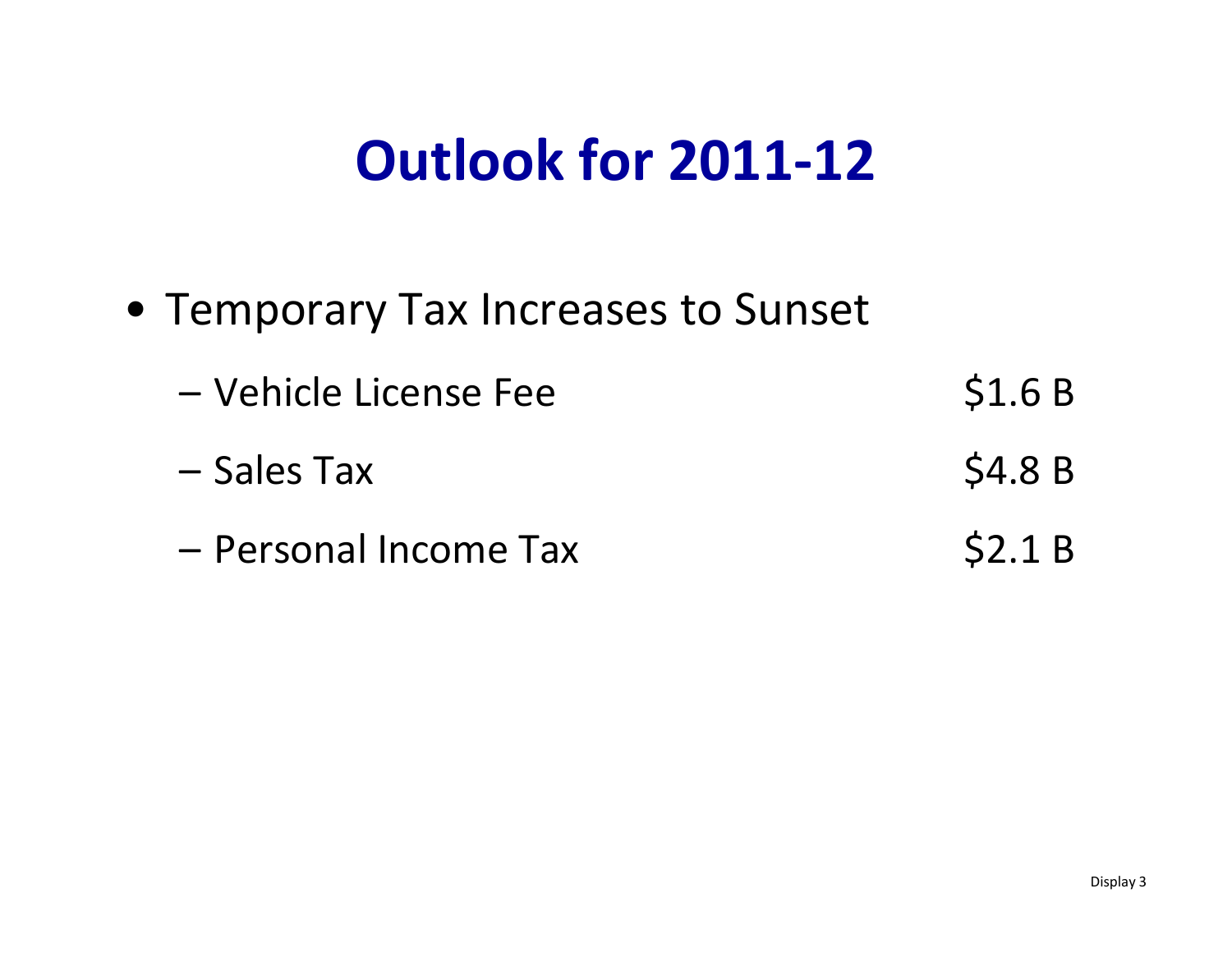# Outlook for 2011-12

- Temporary Tax Increases to Sunset
  - Vehicle License Fee $1.6 B
  - Sales Tax $4.8 B
  - Personal Income Tax $2.1 B

Display 3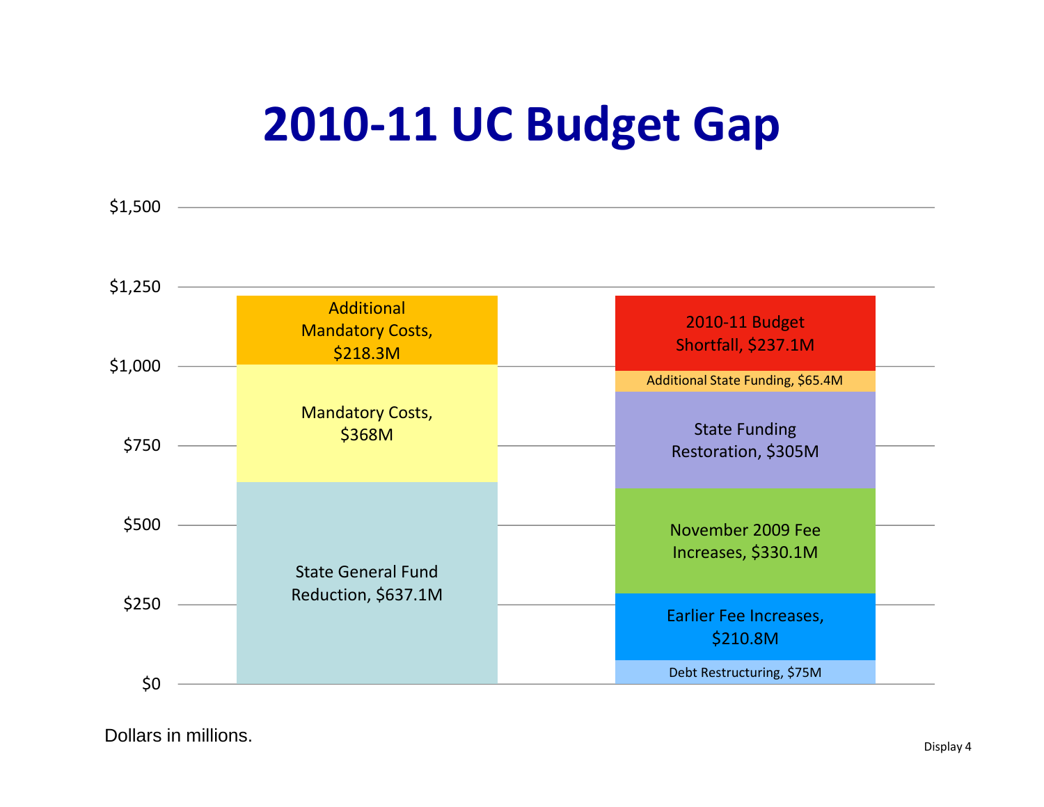# 2010-11 UC Budget Gap

| | Uses | Sources |
| --- | --- | --- |
| | Additional Mandatory Costs, $218.3M | 2010-11 Budget Shortfall, $237.1M |
| | Mandatory Costs, $368M | Additional State Funding, $65.4M |
| | State General Fund Reduction, $637.1M | State Funding Restoration, $305M |
| | | November 2009 Fee Increases, $330.1M |
| | | Earlier Fee Increases, $210.8M |
| | | Debt Restructuring, $75M |

Dollars in millions.

Display 4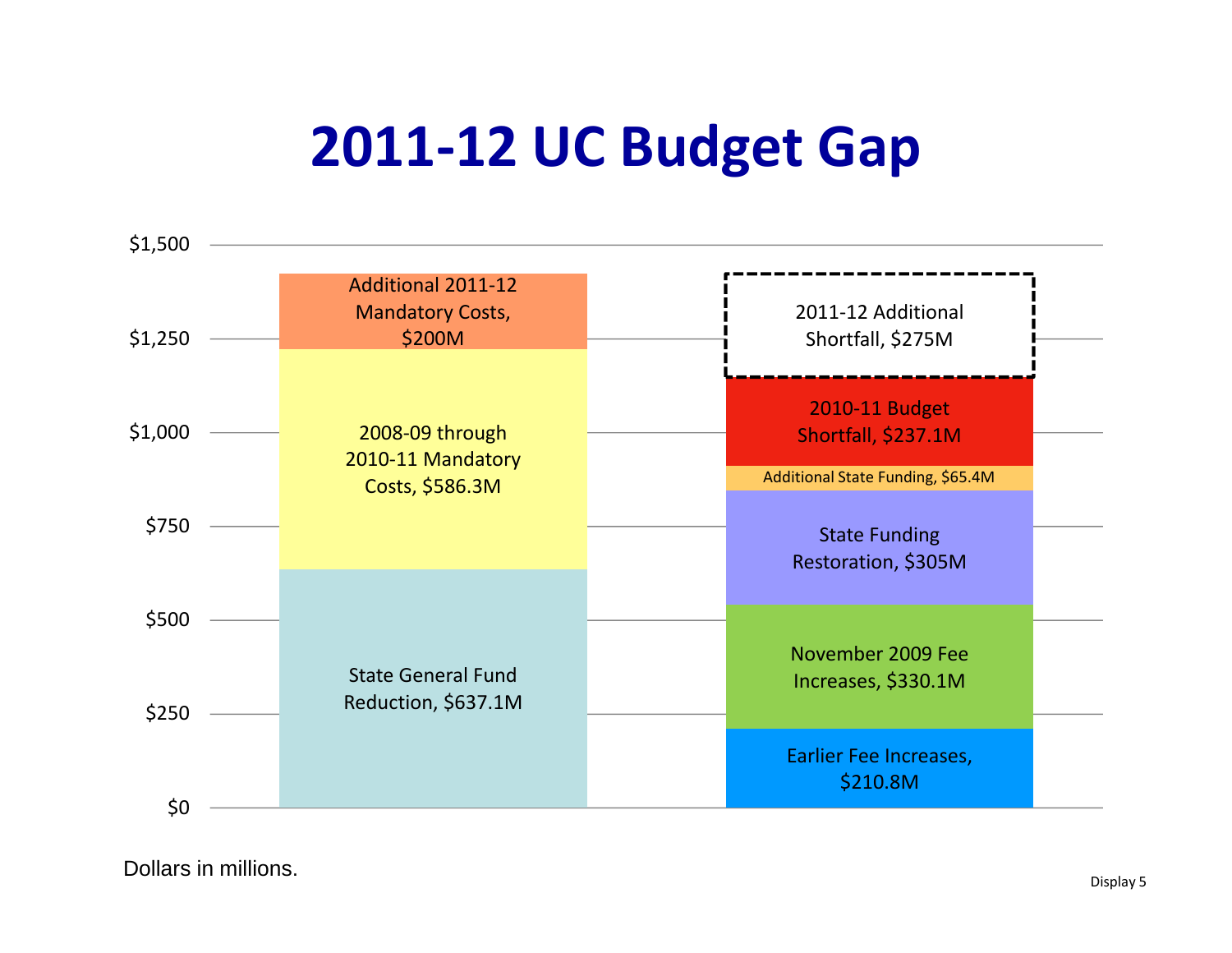# 2011-12 UC Budget Gap

| | Left bar | Right bar |
|---|---|---|
| Top | Additional 2011-12 Mandatory Costs, $200M | 2011-12 Additional Shortfall, $275M |
| | 2008-09 through 2010-11 Mandatory Costs, $586.3M | 2010-11 Budget Shortfall, $237.1M |
| | | Additional State Funding, $65.4M |
| | | State Funding Restoration, $305M |
| | | November 2009 Fee Increases, $330.1M |
| Bottom | State General Fund Reduction, $637.1M | Earlier Fee Increases, $210.8M |

Y-axis: $0, $250, $500, $750, $1,000, $1,250, $1,500

Dollars in millions.

Display 5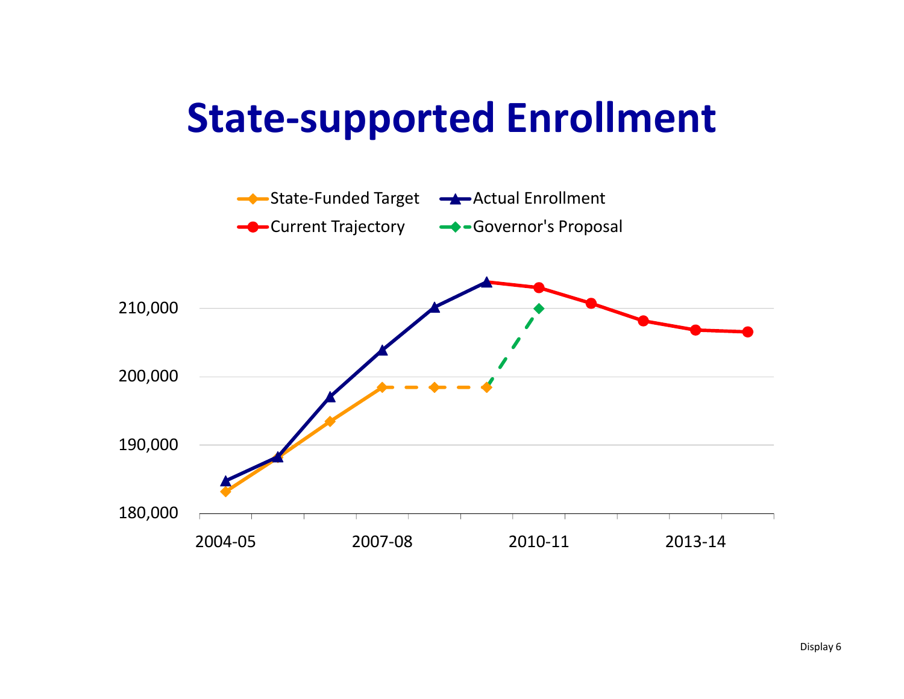# State-supported Enrollment

State-Funded Target | Actual Enrollment | Current Trajectory | Governor's Proposal

210,000
200,000
190,000
180,000

2004-05 | 2007-08 | 2010-11 | 2013-14

Display 6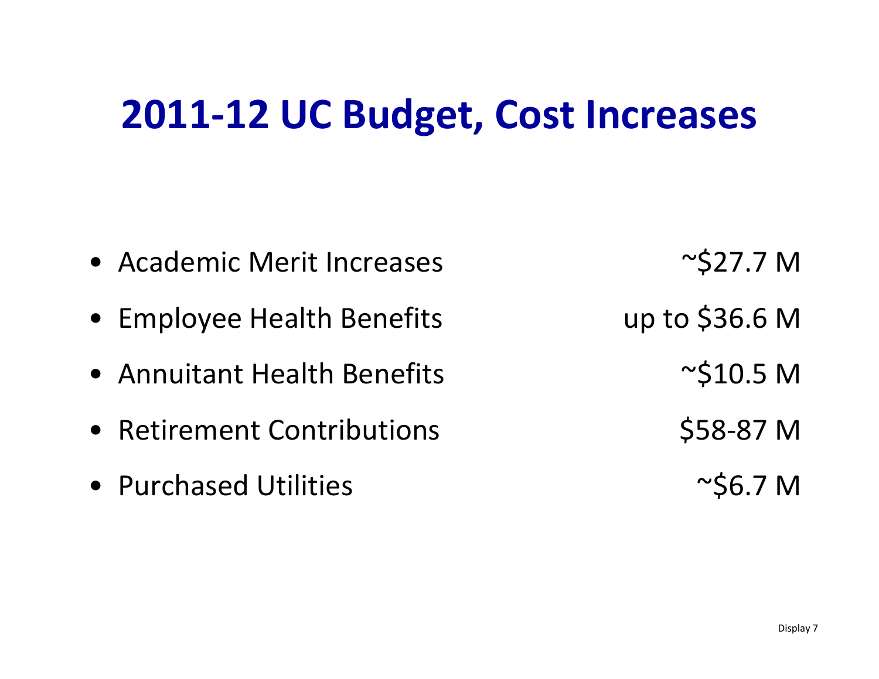# 2011-12 UC Budget, Cost Increases

- Academic Merit Increases ~$27.7 M
- Employee Health Benefits up to $36.6 M
- Annuitant Health Benefits ~$10.5 M
- Retirement Contributions $58-87 M
- Purchased Utilities ~$6.7 M

Display 7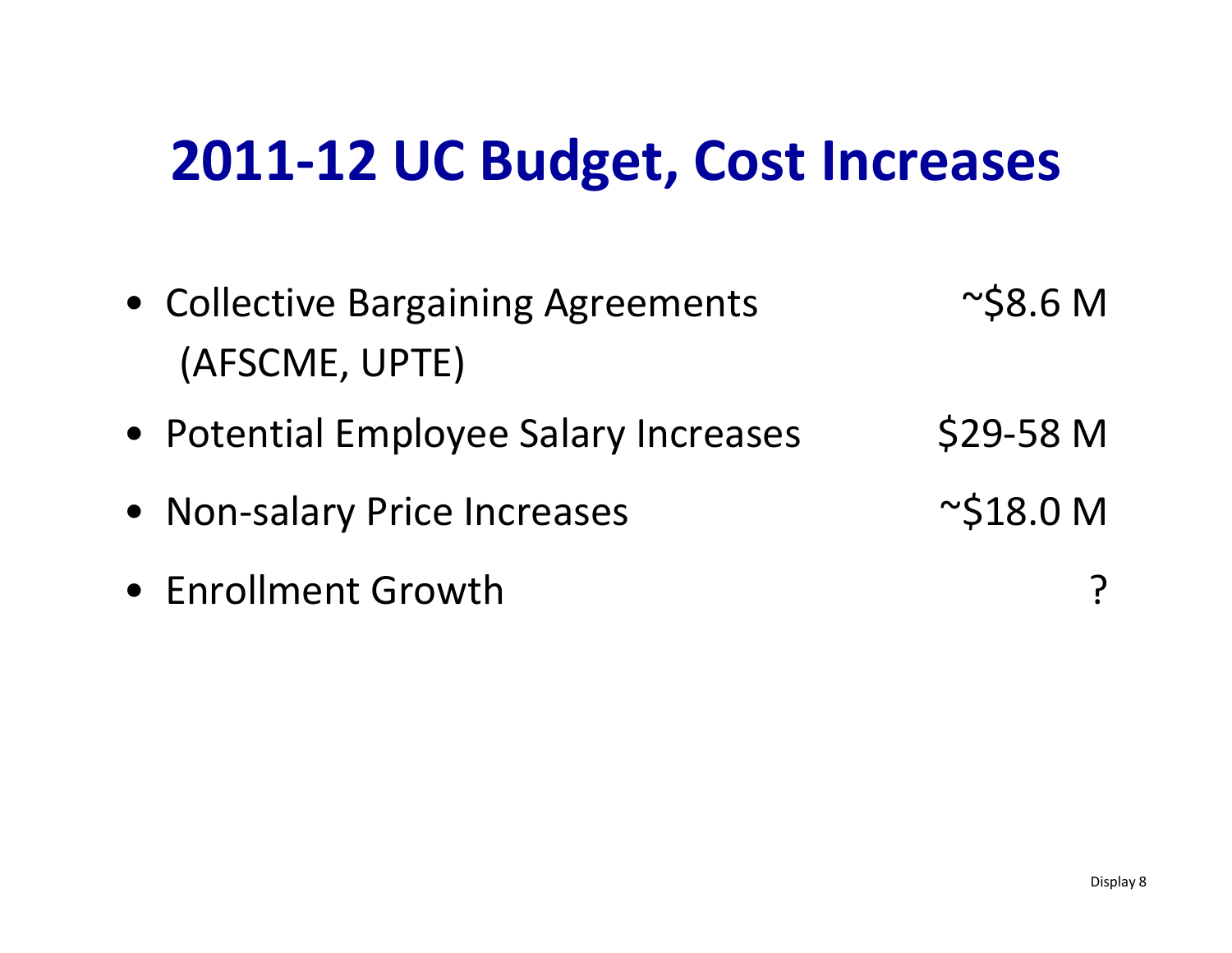# 2011-12 UC Budget, Cost Increases

- Collective Bargaining Agreements (AFSCME, UPTE) ~$8.6 M
- Potential Employee Salary Increases $29-58 M
- Non-salary Price Increases ~$18.0 M
- Enrollment Growth ?

Display 8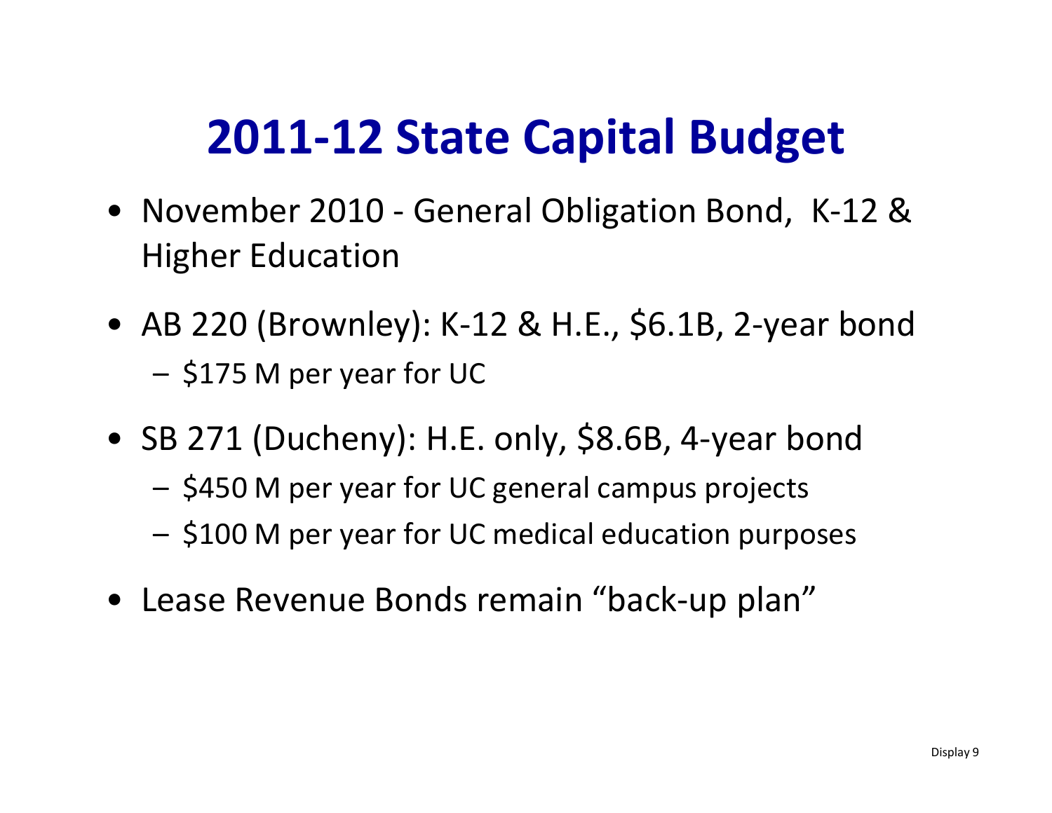# 2011-12 State Capital Budget

- November 2010 - General Obligation Bond, K-12 & Higher Education
- AB 220 (Brownley): K-12 & H.E., $6.1B, 2-year bond
  - $175 M per year for UC
- SB 271 (Ducheny): H.E. only, $8.6B, 4-year bond
  - $450 M per year for UC general campus projects
  - $100 M per year for UC medical education purposes
- Lease Revenue Bonds remain "back-up plan"

Display 9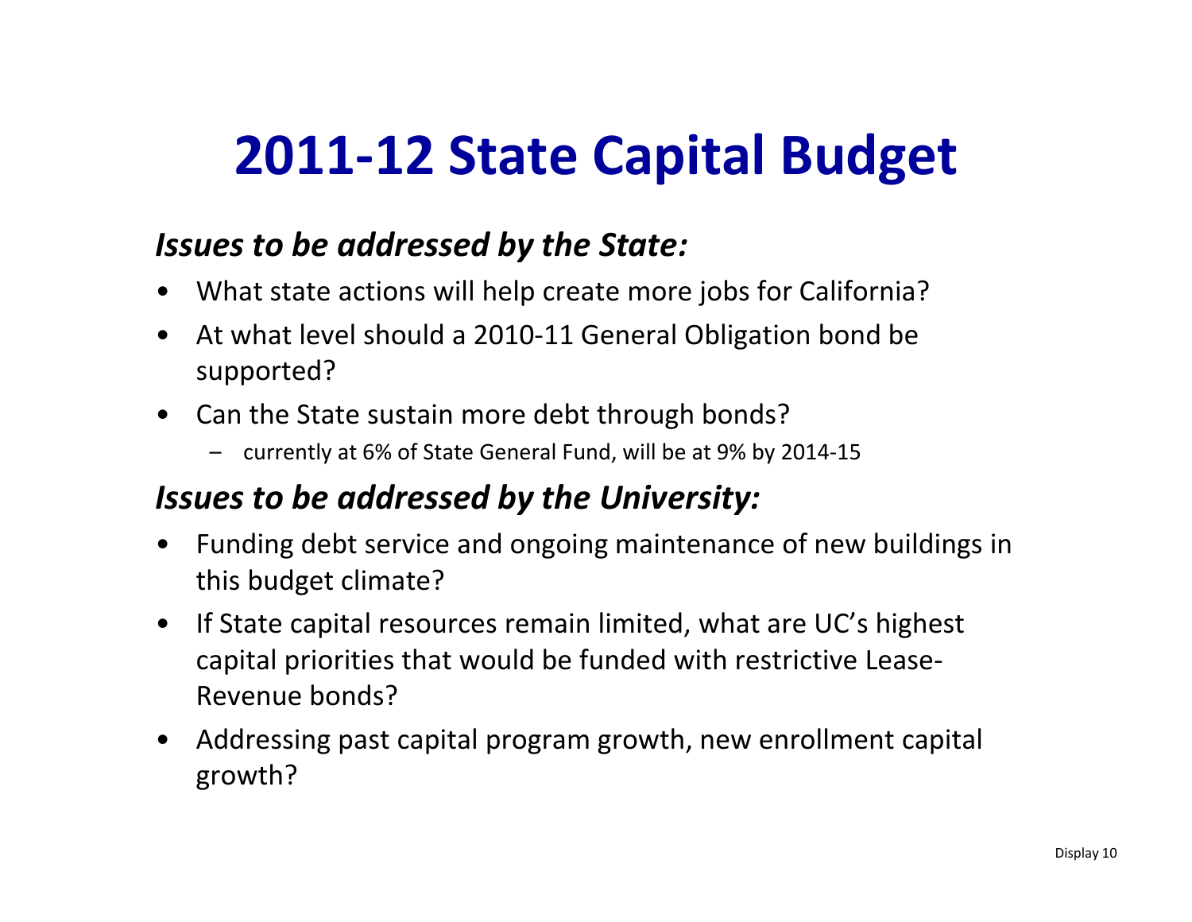# 2011-12 State Capital Budget

***Issues to be addressed by the State:***

- What state actions will help create more jobs for California?
- At what level should a 2010-11 General Obligation bond be supported?
- Can the State sustain more debt through bonds?
  - currently at 6% of State General Fund, will be at 9% by 2014-15

***Issues to be addressed by the University:***

- Funding debt service and ongoing maintenance of new buildings in this budget climate?
- If State capital resources remain limited, what are UC's highest capital priorities that would be funded with restrictive Lease-Revenue bonds?
- Addressing past capital program growth, new enrollment capital growth?

Display 10